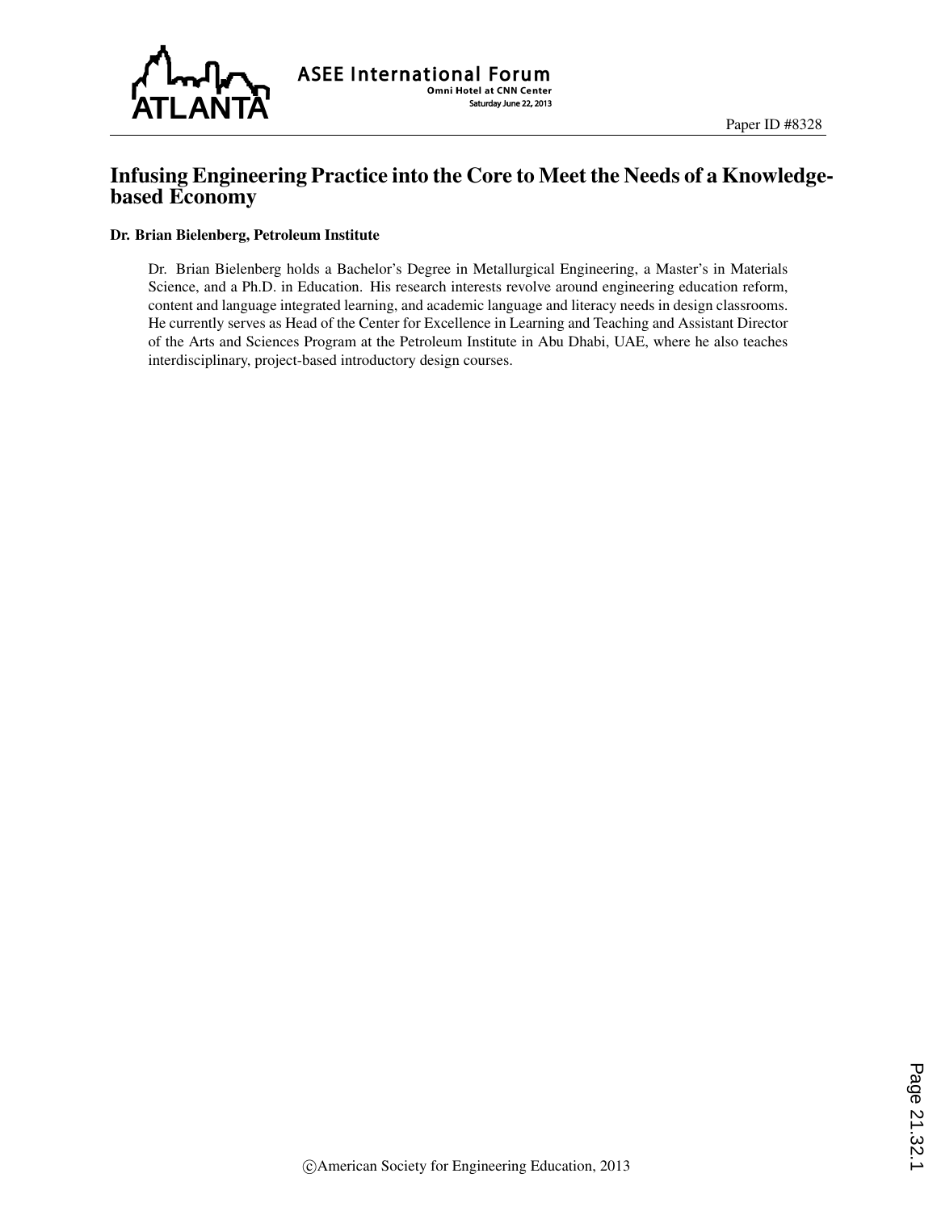Paper ID #8328

# Infusing Engineering Practice into the Core to Meet the Needs of a Knowledge-based Economy

**Dr. Brian Bielenberg, Petroleum Institute**

Dr. Brian Bielenberg holds a Bachelor's Degree in Metallurgical Engineering, a Master's in Materials Science, and a Ph.D. in Education. His research interests revolve around engineering education reform, content and language integrated learning, and academic language and literacy needs in design classrooms. He currently serves as Head of the Center for Excellence in Learning and Teaching and Assistant Director of the Arts and Sciences Program at the Petroleum Institute in Abu Dhabi, UAE, where he also teaches interdisciplinary, project-based introductory design courses.

©American Society for Engineering Education, 2013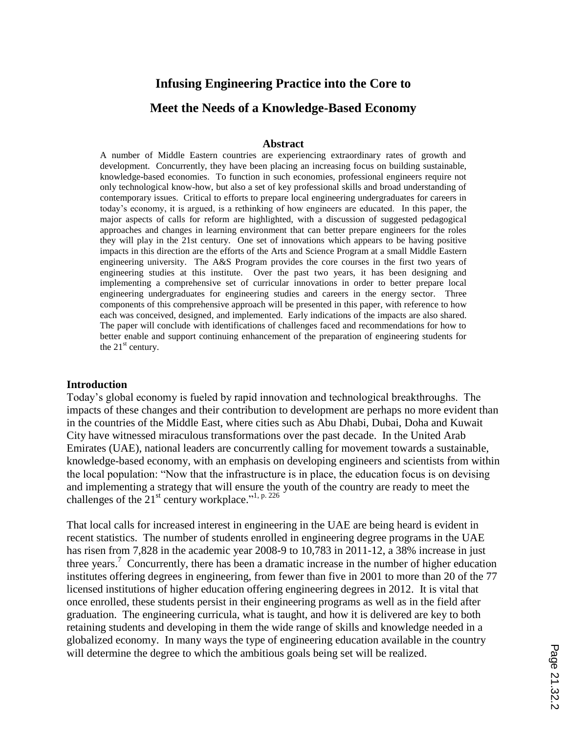# Infusing Engineering Practice into the Core to Meet the Needs of a Knowledge-Based Economy

## Abstract

A number of Middle Eastern countries are experiencing extraordinary rates of growth and development. Concurrently, they have been placing an increasing focus on building sustainable, knowledge-based economies. To function in such economies, professional engineers require not only technological know-how, but also a set of key professional skills and broad understanding of contemporary issues. Critical to efforts to prepare local engineering undergraduates for careers in today's economy, it is argued, is a rethinking of how engineers are educated. In this paper, the major aspects of calls for reform are highlighted, with a discussion of suggested pedagogical approaches and changes in learning environment that can better prepare engineers for the roles they will play in the 21st century. One set of innovations which appears to be having positive impacts in this direction are the efforts of the Arts and Science Program at a small Middle Eastern engineering university. The A&S Program provides the core courses in the first two years of engineering studies at this institute. Over the past two years, it has been designing and implementing a comprehensive set of curricular innovations in order to better prepare local engineering undergraduates for engineering studies and careers in the energy sector. Three components of this comprehensive approach will be presented in this paper, with reference to how each was conceived, designed, and implemented. Early indications of the impacts are also shared. The paper will conclude with identifications of challenges faced and recommendations for how to better enable and support continuing enhancement of the preparation of engineering students for the 21st century.

## Introduction

Today's global economy is fueled by rapid innovation and technological breakthroughs. The impacts of these changes and their contribution to development are perhaps no more evident than in the countries of the Middle East, where cities such as Abu Dhabi, Dubai, Doha and Kuwait City have witnessed miraculous transformations over the past decade. In the United Arab Emirates (UAE), national leaders are concurrently calling for movement towards a sustainable, knowledge-based economy, with an emphasis on developing engineers and scientists from within the local population: "Now that the infrastructure is in place, the education focus is on devising and implementing a strategy that will ensure the youth of the country are ready to meet the challenges of the 21st century workplace."[1, p. 226]

That local calls for increased interest in engineering in the UAE are being heard is evident in recent statistics. The number of students enrolled in engineering degree programs in the UAE has risen from 7,828 in the academic year 2008-9 to 10,783 in 2011-12, a 38% increase in just three years.[7] Concurrently, there has been a dramatic increase in the number of higher education institutes offering degrees in engineering, from fewer than five in 2001 to more than 20 of the 77 licensed institutions of higher education offering engineering degrees in 2012. It is vital that once enrolled, these students persist in their engineering programs as well as in the field after graduation. The engineering curricula, what is taught, and how it is delivered are key to both retaining students and developing in them the wide range of skills and knowledge needed in a globalized economy. In many ways the type of engineering education available in the country will determine the degree to which the ambitious goals being set will be realized.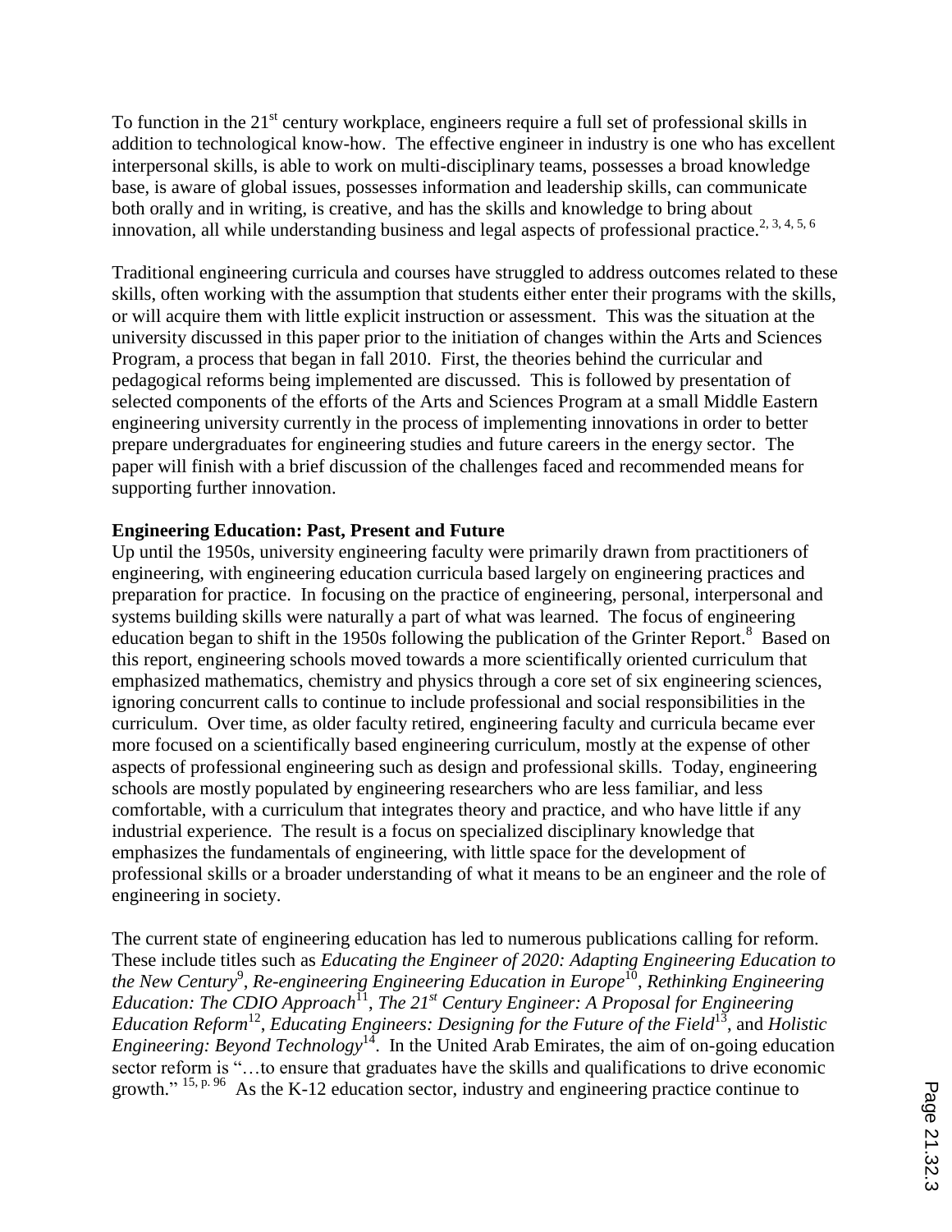To function in the 21st century workplace, engineers require a full set of professional skills in addition to technological know-how. The effective engineer in industry is one who has excellent interpersonal skills, is able to work on multi-disciplinary teams, possesses a broad knowledge base, is aware of global issues, possesses information and leadership skills, can communicate both orally and in writing, is creative, and has the skills and knowledge to bring about innovation, all while understanding business and legal aspects of professional practice.[2, 3, 4, 5, 6]

Traditional engineering curricula and courses have struggled to address outcomes related to these skills, often working with the assumption that students either enter their programs with the skills, or will acquire them with little explicit instruction or assessment. This was the situation at the university discussed in this paper prior to the initiation of changes within the Arts and Sciences Program, a process that began in fall 2010. First, the theories behind the curricular and pedagogical reforms being implemented are discussed. This is followed by presentation of selected components of the efforts of the Arts and Sciences Program at a small Middle Eastern engineering university currently in the process of implementing innovations in order to better prepare undergraduates for engineering studies and future careers in the energy sector. The paper will finish with a brief discussion of the challenges faced and recommended means for supporting further innovation.

**Engineering Education: Past, Present and Future**

Up until the 1950s, university engineering faculty were primarily drawn from practitioners of engineering, with engineering education curricula based largely on engineering practices and preparation for practice. In focusing on the practice of engineering, personal, interpersonal and systems building skills were naturally a part of what was learned. The focus of engineering education began to shift in the 1950s following the publication of the Grinter Report.[8] Based on this report, engineering schools moved towards a more scientifically oriented curriculum that emphasized mathematics, chemistry and physics through a core set of six engineering sciences, ignoring concurrent calls to continue to include professional and social responsibilities in the curriculum. Over time, as older faculty retired, engineering faculty and curricula became ever more focused on a scientifically based engineering curriculum, mostly at the expense of other aspects of professional engineering such as design and professional skills. Today, engineering schools are mostly populated by engineering researchers who are less familiar, and less comfortable, with a curriculum that integrates theory and practice, and who have little if any industrial experience. The result is a focus on specialized disciplinary knowledge that emphasizes the fundamentals of engineering, with little space for the development of professional skills or a broader understanding of what it means to be an engineer and the role of engineering in society.

The current state of engineering education has led to numerous publications calling for reform. These include titles such as *Educating the Engineer of 2020: Adapting Engineering Education to the New Century*[9], *Re-engineering Engineering Education in Europe*[10], *Rethinking Engineering Education: The CDIO Approach*[11], *The 21st Century Engineer: A Proposal for Engineering Education Reform*[12], *Educating Engineers: Designing for the Future of the Field*[13], and *Holistic Engineering: Beyond Technology*[14]. In the United Arab Emirates, the aim of on-going education sector reform is "…to ensure that graduates have the skills and qualifications to drive economic growth." [15, p. 96] As the K-12 education sector, industry and engineering practice continue to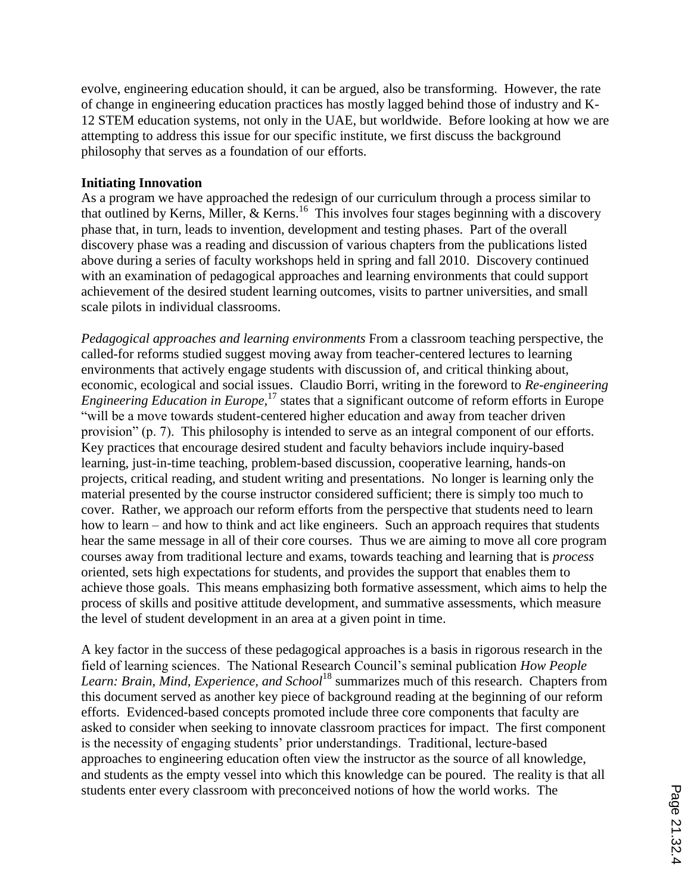evolve, engineering education should, it can be argued, also be transforming. However, the rate of change in engineering education practices has mostly lagged behind those of industry and K-12 STEM education systems, not only in the UAE, but worldwide. Before looking at how we are attempting to address this issue for our specific institute, we first discuss the background philosophy that serves as a foundation of our efforts.

**Initiating Innovation**

As a program we have approached the redesign of our curriculum through a process similar to that outlined by Kerns, Miller, & Kerns.[16] This involves four stages beginning with a discovery phase that, in turn, leads to invention, development and testing phases. Part of the overall discovery phase was a reading and discussion of various chapters from the publications listed above during a series of faculty workshops held in spring and fall 2010. Discovery continued with an examination of pedagogical approaches and learning environments that could support achievement of the desired student learning outcomes, visits to partner universities, and small scale pilots in individual classrooms.

*Pedagogical approaches and learning environments* From a classroom teaching perspective, the called-for reforms studied suggest moving away from teacher-centered lectures to learning environments that actively engage students with discussion of, and critical thinking about, economic, ecological and social issues. Claudio Borri, writing in the foreword to *Re-engineering Engineering Education in Europe*,[17] states that a significant outcome of reform efforts in Europe "will be a move towards student-centered higher education and away from teacher driven provision" (p. 7). This philosophy is intended to serve as an integral component of our efforts. Key practices that encourage desired student and faculty behaviors include inquiry-based learning, just-in-time teaching, problem-based discussion, cooperative learning, hands-on projects, critical reading, and student writing and presentations. No longer is learning only the material presented by the course instructor considered sufficient; there is simply too much to cover. Rather, we approach our reform efforts from the perspective that students need to learn how to learn – and how to think and act like engineers. Such an approach requires that students hear the same message in all of their core courses. Thus we are aiming to move all core program courses away from traditional lecture and exams, towards teaching and learning that is *process* oriented, sets high expectations for students, and provides the support that enables them to achieve those goals. This means emphasizing both formative assessment, which aims to help the process of skills and positive attitude development, and summative assessments, which measure the level of student development in an area at a given point in time.

A key factor in the success of these pedagogical approaches is a basis in rigorous research in the field of learning sciences. The National Research Council's seminal publication *How People Learn: Brain, Mind, Experience, and School*[18] summarizes much of this research. Chapters from this document served as another key piece of background reading at the beginning of our reform efforts. Evidenced-based concepts promoted include three core components that faculty are asked to consider when seeking to innovate classroom practices for impact. The first component is the necessity of engaging students' prior understandings. Traditional, lecture-based approaches to engineering education often view the instructor as the source of all knowledge, and students as the empty vessel into which this knowledge can be poured. The reality is that all students enter every classroom with preconceived notions of how the world works. The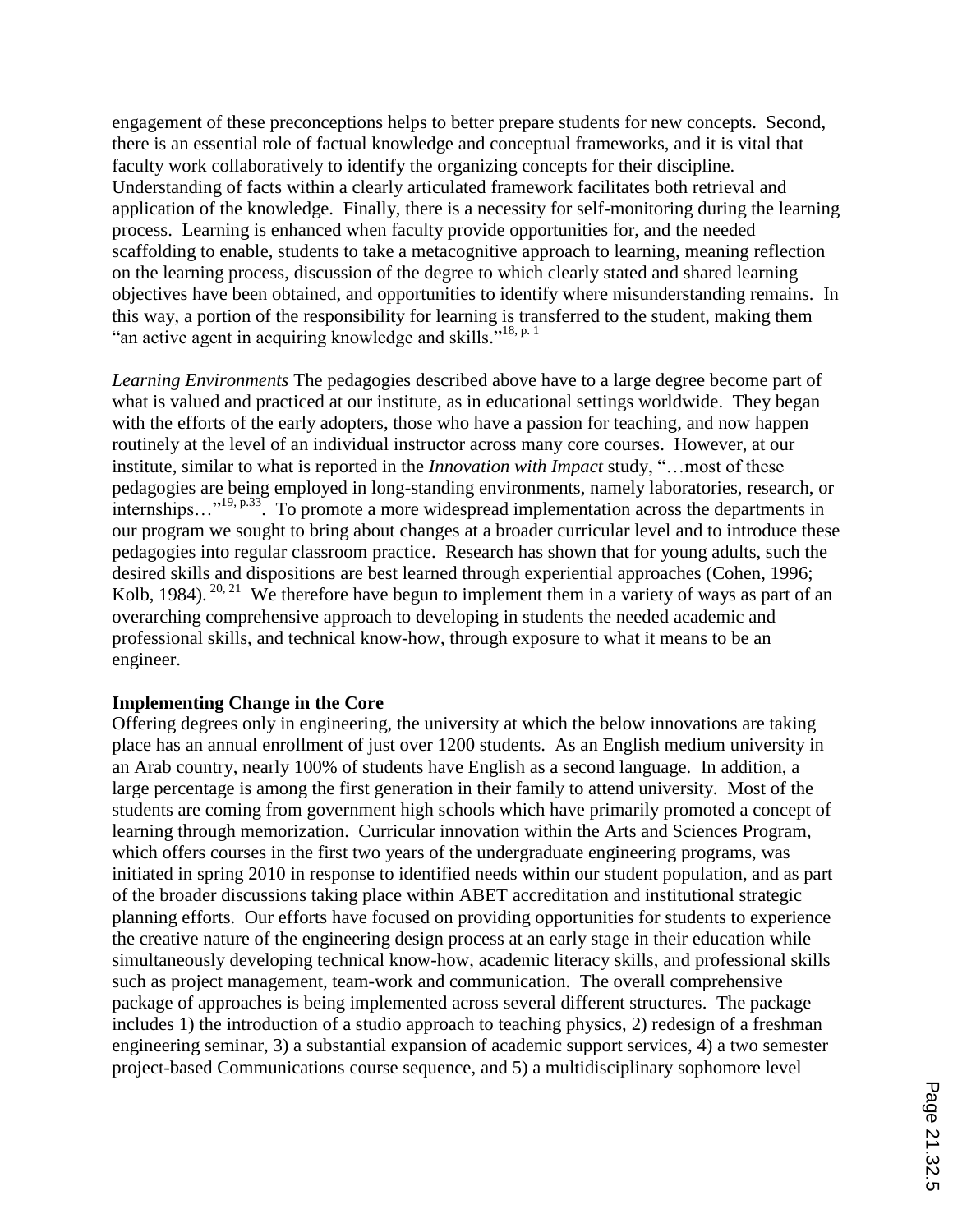engagement of these preconceptions helps to better prepare students for new concepts. Second, there is an essential role of factual knowledge and conceptual frameworks, and it is vital that faculty work collaboratively to identify the organizing concepts for their discipline. Understanding of facts within a clearly articulated framework facilitates both retrieval and application of the knowledge. Finally, there is a necessity for self-monitoring during the learning process. Learning is enhanced when faculty provide opportunities for, and the needed scaffolding to enable, students to take a metacognitive approach to learning, meaning reflection on the learning process, discussion of the degree to which clearly stated and shared learning objectives have been obtained, and opportunities to identify where misunderstanding remains. In this way, a portion of the responsibility for learning is transferred to the student, making them "an active agent in acquiring knowledge and skills."[18, p. 1]

*Learning Environments* The pedagogies described above have to a large degree become part of what is valued and practiced at our institute, as in educational settings worldwide. They began with the efforts of the early adopters, those who have a passion for teaching, and now happen routinely at the level of an individual instructor across many core courses. However, at our institute, similar to what is reported in the *Innovation with Impact* study, "…most of these pedagogies are being employed in long-standing environments, namely laboratories, research, or internships…"[19, p.33]. To promote a more widespread implementation across the departments in our program we sought to bring about changes at a broader curricular level and to introduce these pedagogies into regular classroom practice. Research has shown that for young adults, such the desired skills and dispositions are best learned through experiential approaches (Cohen, 1996; Kolb, 1984).[20, 21] We therefore have begun to implement them in a variety of ways as part of an overarching comprehensive approach to developing in students the needed academic and professional skills, and technical know-how, through exposure to what it means to be an engineer.

**Implementing Change in the Core**

Offering degrees only in engineering, the university at which the below innovations are taking place has an annual enrollment of just over 1200 students. As an English medium university in an Arab country, nearly 100% of students have English as a second language. In addition, a large percentage is among the first generation in their family to attend university. Most of the students are coming from government high schools which have primarily promoted a concept of learning through memorization. Curricular innovation within the Arts and Sciences Program, which offers courses in the first two years of the undergraduate engineering programs, was initiated in spring 2010 in response to identified needs within our student population, and as part of the broader discussions taking place within ABET accreditation and institutional strategic planning efforts. Our efforts have focused on providing opportunities for students to experience the creative nature of the engineering design process at an early stage in their education while simultaneously developing technical know-how, academic literacy skills, and professional skills such as project management, team-work and communication. The overall comprehensive package of approaches is being implemented across several different structures. The package includes 1) the introduction of a studio approach to teaching physics, 2) redesign of a freshman engineering seminar, 3) a substantial expansion of academic support services, 4) a two semester project-based Communications course sequence, and 5) a multidisciplinary sophomore level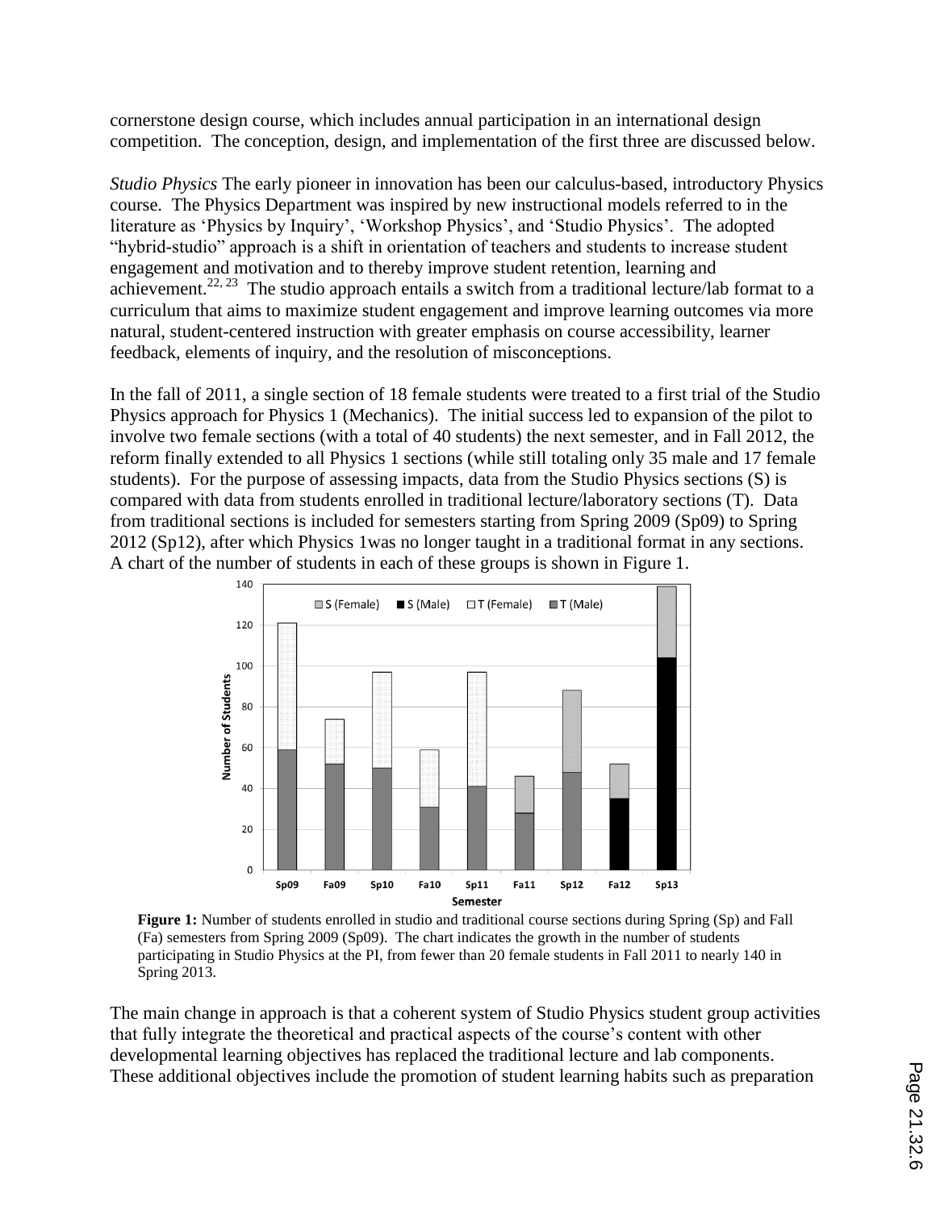cornerstone design course, which includes annual participation in an international design competition. The conception, design, and implementation of the first three are discussed below.

*Studio Physics* The early pioneer in innovation has been our calculus-based, introductory Physics course. The Physics Department was inspired by new instructional models referred to in the literature as 'Physics by Inquiry', 'Workshop Physics', and 'Studio Physics'. The adopted "hybrid-studio" approach is a shift in orientation of teachers and students to increase student engagement and motivation and to thereby improve student retention, learning and achievement.[22, 23] The studio approach entails a switch from a traditional lecture/lab format to a curriculum that aims to maximize student engagement and improve learning outcomes via more natural, student-centered instruction with greater emphasis on course accessibility, learner feedback, elements of inquiry, and the resolution of misconceptions.

In the fall of 2011, a single section of 18 female students were treated to a first trial of the Studio Physics approach for Physics 1 (Mechanics). The initial success led to expansion of the pilot to involve two female sections (with a total of 40 students) the next semester, and in Fall 2012, the reform finally extended to all Physics 1 sections (while still totaling only 35 male and 17 female students). For the purpose of assessing impacts, data from the Studio Physics sections (S) is compared with data from students enrolled in traditional lecture/laboratory sections (T). Data from traditional sections is included for semesters starting from Spring 2009 (Sp09) to Spring 2012 (Sp12), after which Physics 1was no longer taught in a traditional format in any sections. A chart of the number of students in each of these groups is shown in Figure 1.

**Figure 1:** Number of students enrolled in studio and traditional course sections during Spring (Sp) and Fall (Fa) semesters from Spring 2009 (Sp09). The chart indicates the growth in the number of students participating in Studio Physics at the PI, from fewer than 20 female students in Fall 2011 to nearly 140 in Spring 2013.

The main change in approach is that a coherent system of Studio Physics student group activities that fully integrate the theoretical and practical aspects of the course's content with other developmental learning objectives has replaced the traditional lecture and lab components. These additional objectives include the promotion of student learning habits such as preparation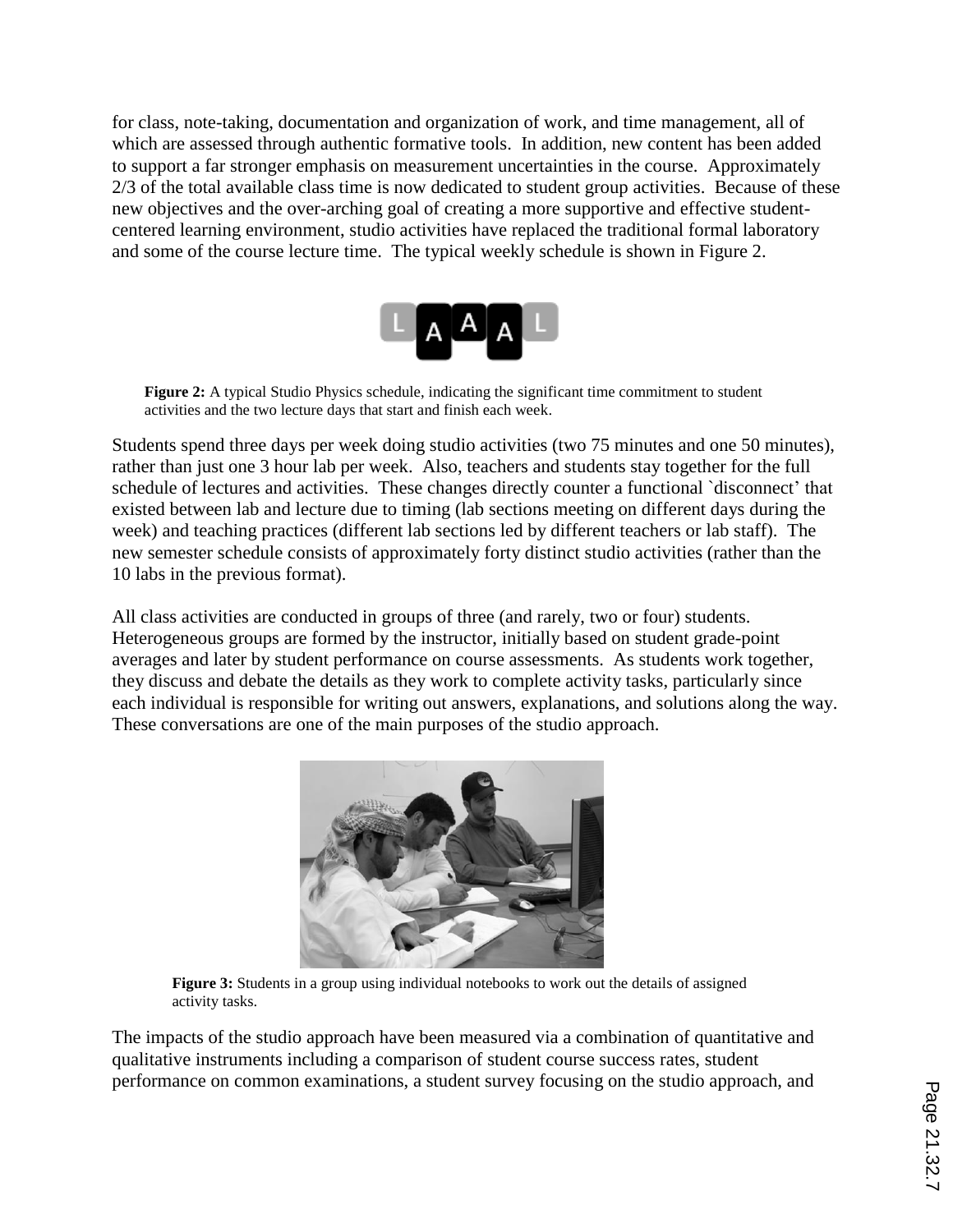for class, note-taking, documentation and organization of work, and time management, all of which are assessed through authentic formative tools. In addition, new content has been added to support a far stronger emphasis on measurement uncertainties in the course. Approximately 2/3 of the total available class time is now dedicated to student group activities. Because of these new objectives and the over-arching goal of creating a more supportive and effective student-centered learning environment, studio activities have replaced the traditional formal laboratory and some of the course lecture time. The typical weekly schedule is shown in Figure 2.

**Figure 2:** A typical Studio Physics schedule, indicating the significant time commitment to student activities and the two lecture days that start and finish each week.

Students spend three days per week doing studio activities (two 75 minutes and one 50 minutes), rather than just one 3 hour lab per week. Also, teachers and students stay together for the full schedule of lectures and activities. These changes directly counter a functional `disconnect' that existed between lab and lecture due to timing (lab sections meeting on different days during the week) and teaching practices (different lab sections led by different teachers or lab staff). The new semester schedule consists of approximately forty distinct studio activities (rather than the 10 labs in the previous format).

All class activities are conducted in groups of three (and rarely, two or four) students. Heterogeneous groups are formed by the instructor, initially based on student grade-point averages and later by student performance on course assessments. As students work together, they discuss and debate the details as they work to complete activity tasks, particularly since each individual is responsible for writing out answers, explanations, and solutions along the way. These conversations are one of the main purposes of the studio approach.

**Figure 3:** Students in a group using individual notebooks to work out the details of assigned activity tasks.

The impacts of the studio approach have been measured via a combination of quantitative and qualitative instruments including a comparison of student course success rates, student performance on common examinations, a student survey focusing on the studio approach, and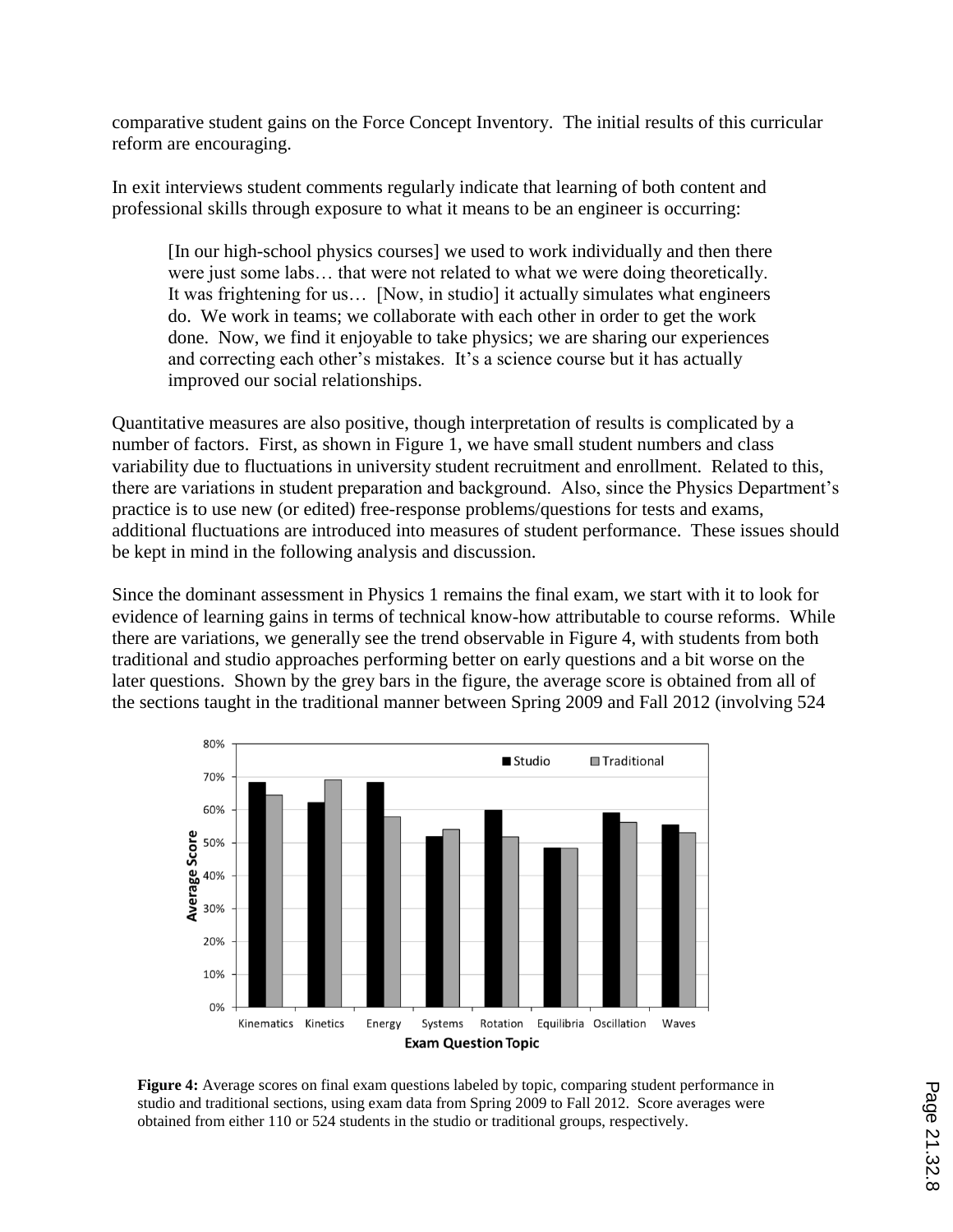comparative student gains on the Force Concept Inventory. The initial results of this curricular reform are encouraging.

In exit interviews student comments regularly indicate that learning of both content and professional skills through exposure to what it means to be an engineer is occurring:

> [In our high-school physics courses] we used to work individually and then there were just some labs… that were not related to what we were doing theoretically. It was frightening for us… [Now, in studio] it actually simulates what engineers do. We work in teams; we collaborate with each other in order to get the work done. Now, we find it enjoyable to take physics; we are sharing our experiences and correcting each other's mistakes. It's a science course but it has actually improved our social relationships.

Quantitative measures are also positive, though interpretation of results is complicated by a number of factors. First, as shown in Figure 1, we have small student numbers and class variability due to fluctuations in university student recruitment and enrollment. Related to this, there are variations in student preparation and background. Also, since the Physics Department's practice is to use new (or edited) free-response problems/questions for tests and exams, additional fluctuations are introduced into measures of student performance. These issues should be kept in mind in the following analysis and discussion.

Since the dominant assessment in Physics 1 remains the final exam, we start with it to look for evidence of learning gains in terms of technical know-how attributable to course reforms. While there are variations, we generally see the trend observable in Figure 4, with students from both traditional and studio approaches performing better on early questions and a bit worse on the later questions. Shown by the grey bars in the figure, the average score is obtained from all of the sections taught in the traditional manner between Spring 2009 and Fall 2012 (involving 524

**Figure 4:** Average scores on final exam questions labeled by topic, comparing student performance in studio and traditional sections, using exam data from Spring 2009 to Fall 2012. Score averages were obtained from either 110 or 524 students in the studio or traditional groups, respectively.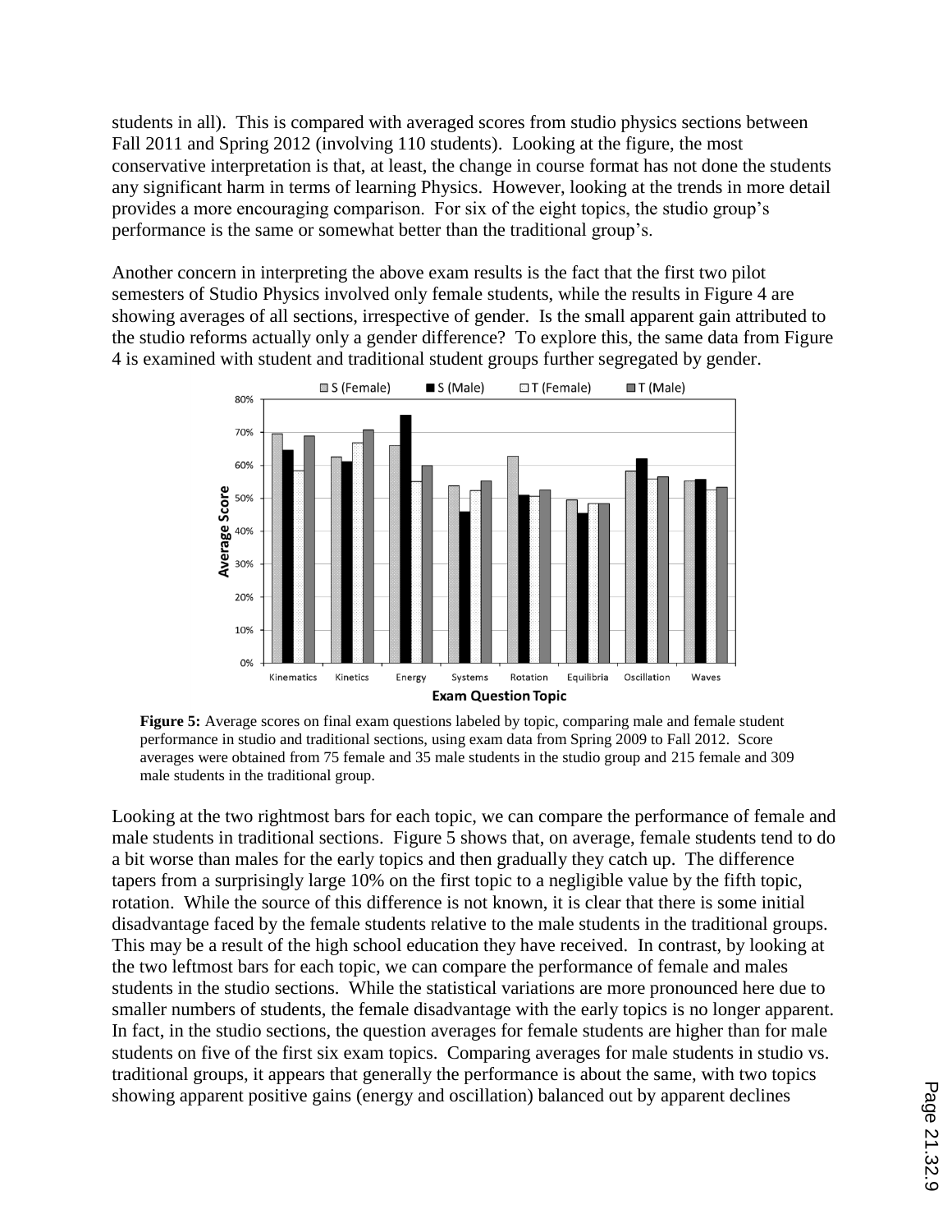students in all). This is compared with averaged scores from studio physics sections between Fall 2011 and Spring 2012 (involving 110 students). Looking at the figure, the most conservative interpretation is that, at least, the change in course format has not done the students any significant harm in terms of learning Physics. However, looking at the trends in more detail provides a more encouraging comparison. For six of the eight topics, the studio group's performance is the same or somewhat better than the traditional group's.

Another concern in interpreting the above exam results is the fact that the first two pilot semesters of Studio Physics involved only female students, while the results in Figure 4 are showing averages of all sections, irrespective of gender. Is the small apparent gain attributed to the studio reforms actually only a gender difference? To explore this, the same data from Figure 4 is examined with student and traditional student groups further segregated by gender.

**Figure 5:** Average scores on final exam questions labeled by topic, comparing male and female student performance in studio and traditional sections, using exam data from Spring 2009 to Fall 2012. Score averages were obtained from 75 female and 35 male students in the studio group and 215 female and 309 male students in the traditional group.

Looking at the two rightmost bars for each topic, we can compare the performance of female and male students in traditional sections. Figure 5 shows that, on average, female students tend to do a bit worse than males for the early topics and then gradually they catch up. The difference tapers from a surprisingly large 10% on the first topic to a negligible value by the fifth topic, rotation. While the source of this difference is not known, it is clear that there is some initial disadvantage faced by the female students relative to the male students in the traditional groups. This may be a result of the high school education they have received. In contrast, by looking at the two leftmost bars for each topic, we can compare the performance of female and males students in the studio sections. While the statistical variations are more pronounced here due to smaller numbers of students, the female disadvantage with the early topics is no longer apparent. In fact, in the studio sections, the question averages for female students are higher than for male students on five of the first six exam topics. Comparing averages for male students in studio vs. traditional groups, it appears that generally the performance is about the same, with two topics showing apparent positive gains (energy and oscillation) balanced out by apparent declines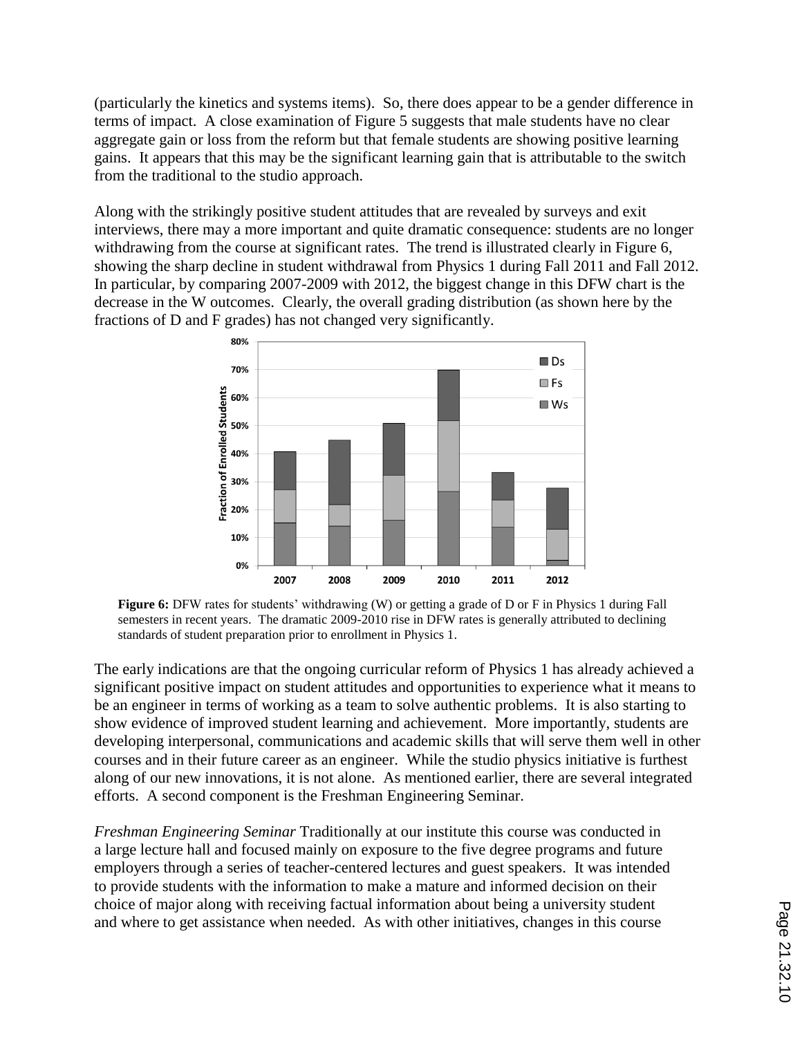(particularly the kinetics and systems items). So, there does appear to be a gender difference in terms of impact. A close examination of Figure 5 suggests that male students have no clear aggregate gain or loss from the reform but that female students are showing positive learning gains. It appears that this may be the significant learning gain that is attributable to the switch from the traditional to the studio approach.

Along with the strikingly positive student attitudes that are revealed by surveys and exit interviews, there may a more important and quite dramatic consequence: students are no longer withdrawing from the course at significant rates. The trend is illustrated clearly in Figure 6, showing the sharp decline in student withdrawal from Physics 1 during Fall 2011 and Fall 2012. In particular, by comparing 2007-2009 with 2012, the biggest change in this DFW chart is the decrease in the W outcomes. Clearly, the overall grading distribution (as shown here by the fractions of D and F grades) has not changed very significantly.

**Figure 6:** DFW rates for students' withdrawing (W) or getting a grade of D or F in Physics 1 during Fall semesters in recent years. The dramatic 2009-2010 rise in DFW rates is generally attributed to declining standards of student preparation prior to enrollment in Physics 1.

The early indications are that the ongoing curricular reform of Physics 1 has already achieved a significant positive impact on student attitudes and opportunities to experience what it means to be an engineer in terms of working as a team to solve authentic problems. It is also starting to show evidence of improved student learning and achievement. More importantly, students are developing interpersonal, communications and academic skills that will serve them well in other courses and in their future career as an engineer. While the studio physics initiative is furthest along of our new innovations, it is not alone. As mentioned earlier, there are several integrated efforts. A second component is the Freshman Engineering Seminar.

*Freshman Engineering Seminar* Traditionally at our institute this course was conducted in a large lecture hall and focused mainly on exposure to the five degree programs and future employers through a series of teacher-centered lectures and guest speakers. It was intended to provide students with the information to make a mature and informed decision on their choice of major along with receiving factual information about being a university student and where to get assistance when needed. As with other initiatives, changes in this course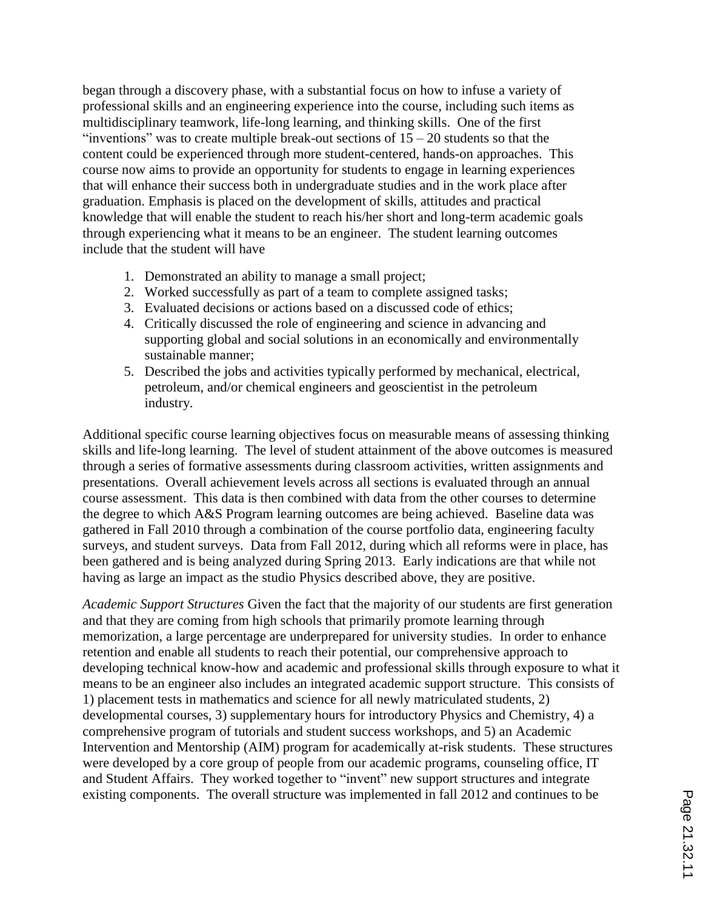began through a discovery phase, with a substantial focus on how to infuse a variety of professional skills and an engineering experience into the course, including such items as multidisciplinary teamwork, life-long learning, and thinking skills. One of the first "inventions" was to create multiple break-out sections of 15 – 20 students so that the content could be experienced through more student-centered, hands-on approaches. This course now aims to provide an opportunity for students to engage in learning experiences that will enhance their success both in undergraduate studies and in the work place after graduation. Emphasis is placed on the development of skills, attitudes and practical knowledge that will enable the student to reach his/her short and long-term academic goals through experiencing what it means to be an engineer. The student learning outcomes include that the student will have

1. Demonstrated an ability to manage a small project;
2. Worked successfully as part of a team to complete assigned tasks;
3. Evaluated decisions or actions based on a discussed code of ethics;
4. Critically discussed the role of engineering and science in advancing and supporting global and social solutions in an economically and environmentally sustainable manner;
5. Described the jobs and activities typically performed by mechanical, electrical, petroleum, and/or chemical engineers and geoscientist in the petroleum industry.

Additional specific course learning objectives focus on measurable means of assessing thinking skills and life-long learning. The level of student attainment of the above outcomes is measured through a series of formative assessments during classroom activities, written assignments and presentations. Overall achievement levels across all sections is evaluated through an annual course assessment. This data is then combined with data from the other courses to determine the degree to which A&S Program learning outcomes are being achieved. Baseline data was gathered in Fall 2010 through a combination of the course portfolio data, engineering faculty surveys, and student surveys. Data from Fall 2012, during which all reforms were in place, has been gathered and is being analyzed during Spring 2013. Early indications are that while not having as large an impact as the studio Physics described above, they are positive.

*Academic Support Structures* Given the fact that the majority of our students are first generation and that they are coming from high schools that primarily promote learning through memorization, a large percentage are underprepared for university studies. In order to enhance retention and enable all students to reach their potential, our comprehensive approach to developing technical know-how and academic and professional skills through exposure to what it means to be an engineer also includes an integrated academic support structure. This consists of 1) placement tests in mathematics and science for all newly matriculated students, 2) developmental courses, 3) supplementary hours for introductory Physics and Chemistry, 4) a comprehensive program of tutorials and student success workshops, and 5) an Academic Intervention and Mentorship (AIM) program for academically at-risk students. These structures were developed by a core group of people from our academic programs, counseling office, IT and Student Affairs. They worked together to "invent" new support structures and integrate existing components. The overall structure was implemented in fall 2012 and continues to be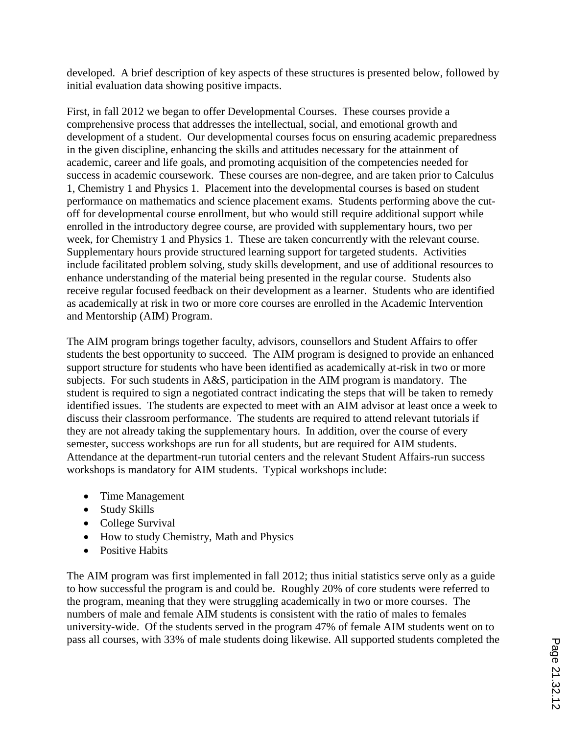developed. A brief description of key aspects of these structures is presented below, followed by initial evaluation data showing positive impacts.

First, in fall 2012 we began to offer Developmental Courses. These courses provide a comprehensive process that addresses the intellectual, social, and emotional growth and development of a student. Our developmental courses focus on ensuring academic preparedness in the given discipline, enhancing the skills and attitudes necessary for the attainment of academic, career and life goals, and promoting acquisition of the competencies needed for success in academic coursework. These courses are non-degree, and are taken prior to Calculus 1, Chemistry 1 and Physics 1. Placement into the developmental courses is based on student performance on mathematics and science placement exams. Students performing above the cut-off for developmental course enrollment, but who would still require additional support while enrolled in the introductory degree course, are provided with supplementary hours, two per week, for Chemistry 1 and Physics 1. These are taken concurrently with the relevant course. Supplementary hours provide structured learning support for targeted students. Activities include facilitated problem solving, study skills development, and use of additional resources to enhance understanding of the material being presented in the regular course. Students also receive regular focused feedback on their development as a learner. Students who are identified as academically at risk in two or more core courses are enrolled in the Academic Intervention and Mentorship (AIM) Program.

The AIM program brings together faculty, advisors, counsellors and Student Affairs to offer students the best opportunity to succeed. The AIM program is designed to provide an enhanced support structure for students who have been identified as academically at-risk in two or more subjects. For such students in A&S, participation in the AIM program is mandatory. The student is required to sign a negotiated contract indicating the steps that will be taken to remedy identified issues. The students are expected to meet with an AIM advisor at least once a week to discuss their classroom performance. The students are required to attend relevant tutorials if they are not already taking the supplementary hours. In addition, over the course of every semester, success workshops are run for all students, but are required for AIM students. Attendance at the department-run tutorial centers and the relevant Student Affairs-run success workshops is mandatory for AIM students. Typical workshops include:

- Time Management
- Study Skills
- College Survival
- How to study Chemistry, Math and Physics
- Positive Habits

The AIM program was first implemented in fall 2012; thus initial statistics serve only as a guide to how successful the program is and could be. Roughly 20% of core students were referred to the program, meaning that they were struggling academically in two or more courses. The numbers of male and female AIM students is consistent with the ratio of males to females university-wide. Of the students served in the program 47% of female AIM students went on to pass all courses, with 33% of male students doing likewise. All supported students completed the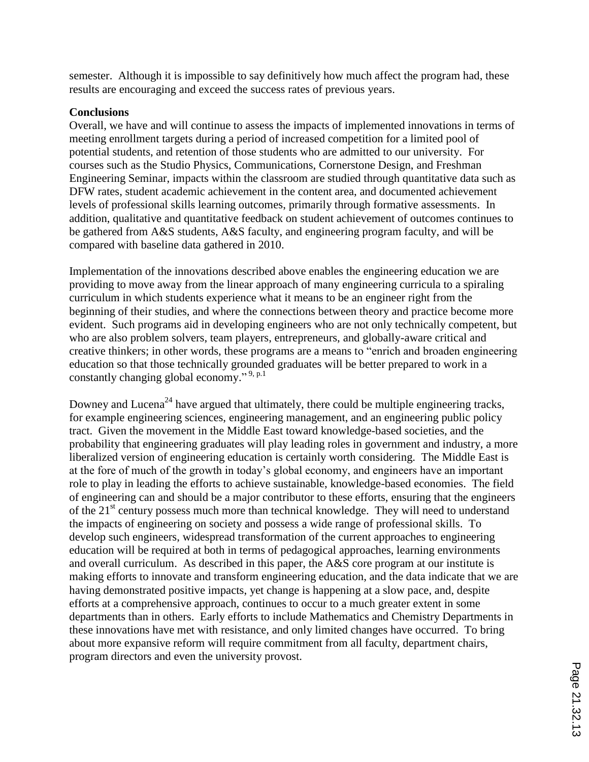semester. Although it is impossible to say definitively how much affect the program had, these results are encouraging and exceed the success rates of previous years.

**Conclusions**

Overall, we have and will continue to assess the impacts of implemented innovations in terms of meeting enrollment targets during a period of increased competition for a limited pool of potential students, and retention of those students who are admitted to our university. For courses such as the Studio Physics, Communications, Cornerstone Design, and Freshman Engineering Seminar, impacts within the classroom are studied through quantitative data such as DFW rates, student academic achievement in the content area, and documented achievement levels of professional skills learning outcomes, primarily through formative assessments. In addition, qualitative and quantitative feedback on student achievement of outcomes continues to be gathered from A&S students, A&S faculty, and engineering program faculty, and will be compared with baseline data gathered in 2010.

Implementation of the innovations described above enables the engineering education we are providing to move away from the linear approach of many engineering curricula to a spiraling curriculum in which students experience what it means to be an engineer right from the beginning of their studies, and where the connections between theory and practice become more evident. Such programs aid in developing engineers who are not only technically competent, but who are also problem solvers, team players, entrepreneurs, and globally-aware critical and creative thinkers; in other words, these programs are a means to "enrich and broaden engineering education so that those technically grounded graduates will be better prepared to work in a constantly changing global economy." [9, p.1]

Downey and Lucena[24] have argued that ultimately, there could be multiple engineering tracks, for example engineering sciences, engineering management, and an engineering public policy tract. Given the movement in the Middle East toward knowledge-based societies, and the probability that engineering graduates will play leading roles in government and industry, a more liberalized version of engineering education is certainly worth considering. The Middle East is at the fore of much of the growth in today's global economy, and engineers have an important role to play in leading the efforts to achieve sustainable, knowledge-based economies. The field of engineering can and should be a major contributor to these efforts, ensuring that the engineers of the 21st century possess much more than technical knowledge. They will need to understand the impacts of engineering on society and possess a wide range of professional skills. To develop such engineers, widespread transformation of the current approaches to engineering education will be required at both in terms of pedagogical approaches, learning environments and overall curriculum. As described in this paper, the A&S core program at our institute is making efforts to innovate and transform engineering education, and the data indicate that we are having demonstrated positive impacts, yet change is happening at a slow pace, and, despite efforts at a comprehensive approach, continues to occur to a much greater extent in some departments than in others. Early efforts to include Mathematics and Chemistry Departments in these innovations have met with resistance, and only limited changes have occurred. To bring about more expansive reform will require commitment from all faculty, department chairs, program directors and even the university provost.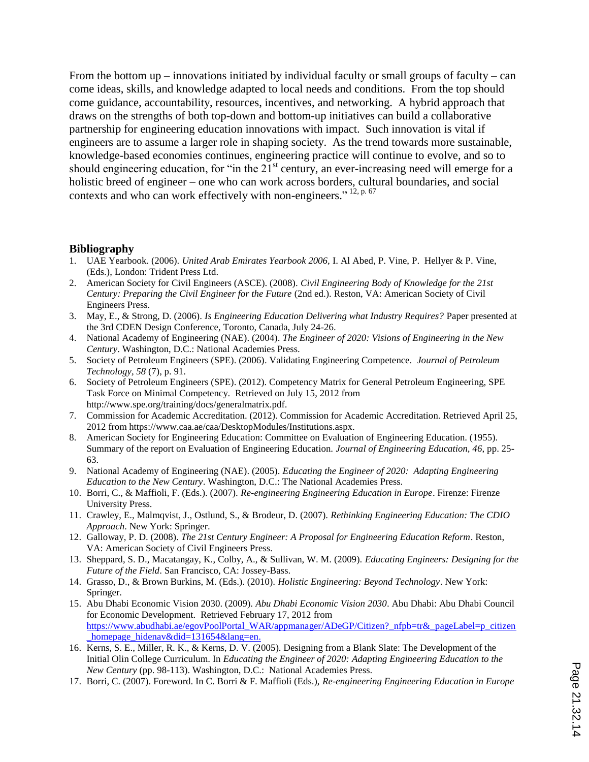From the bottom up – innovations initiated by individual faculty or small groups of faculty – can come ideas, skills, and knowledge adapted to local needs and conditions. From the top should come guidance, accountability, resources, incentives, and networking. A hybrid approach that draws on the strengths of both top-down and bottom-up initiatives can build a collaborative partnership for engineering education innovations with impact. Such innovation is vital if engineers are to assume a larger role in shaping society. As the trend towards more sustainable, knowledge-based economies continues, engineering practice will continue to evolve, and so to should engineering education, for "in the 21st century, an ever-increasing need will emerge for a holistic breed of engineer – one who can work across borders, cultural boundaries, and social contexts and who can work effectively with non-engineers." [12, p. 67]

## Bibliography

1. UAE Yearbook. (2006). *United Arab Emirates Yearbook 2006*, I. Al Abed, P. Vine, P. Hellyer & P. Vine, (Eds.), London: Trident Press Ltd.
2. American Society for Civil Engineers (ASCE). (2008). *Civil Engineering Body of Knowledge for the 21st Century: Preparing the Civil Engineer for the Future* (2nd ed.). Reston, VA: American Society of Civil Engineers Press.
3. May, E., & Strong, D. (2006). *Is Engineering Education Delivering what Industry Requires?* Paper presented at the 3rd CDEN Design Conference, Toronto, Canada, July 24-26.
4. National Academy of Engineering (NAE). (2004). *The Engineer of 2020: Visions of Engineering in the New Century*. Washington, D.C.: National Academies Press.
5. Society of Petroleum Engineers (SPE). (2006). Validating Engineering Competence. *Journal of Petroleum Technology, 58* (7), p. 91.
6. Society of Petroleum Engineers (SPE). (2012). Competency Matrix for General Petroleum Engineering, SPE Task Force on Minimal Competency. Retrieved on July 15, 2012 from http://www.spe.org/training/docs/generalmatrix.pdf.
7. Commission for Academic Accreditation. (2012). Commission for Academic Accreditation. Retrieved April 25, 2012 from https://www.caa.ae/caa/DesktopModules/Institutions.aspx.
8. American Society for Engineering Education: Committee on Evaluation of Engineering Education. (1955). Summary of the report on Evaluation of Engineering Education. *Journal of Engineering Education, 46*, pp. 25-63.
9. National Academy of Engineering (NAE). (2005). *Educating the Engineer of 2020: Adapting Engineering Education to the New Century*. Washington, D.C.: The National Academies Press.
10. Borri, C., & Maffioli, F. (Eds.). (2007). *Re-engineering Engineering Education in Europe*. Firenze: Firenze University Press.
11. Crawley, E., Malmqvist, J., Ostlund, S., & Brodeur, D. (2007). *Rethinking Engineering Education: The CDIO Approach*. New York: Springer.
12. Galloway, P. D. (2008). *The 21st Century Engineer: A Proposal for Engineering Education Reform*. Reston, VA: American Society of Civil Engineers Press.
13. Sheppard, S. D., Macatangay, K., Colby, A., & Sullivan, W. M. (2009). *Educating Engineers: Designing for the Future of the Field*. San Francisco, CA: Jossey-Bass.
14. Grasso, D., & Brown Burkins, M. (Eds.). (2010). *Holistic Engineering: Beyond Technology*. New York: Springer.
15. Abu Dhabi Economic Vision 2030. (2009). *Abu Dhabi Economic Vision 2030*. Abu Dhabi: Abu Dhabi Council for Economic Development. Retrieved February 17, 2012 from https://www.abudhabi.ae/egovPoolPortal_WAR/appmanager/ADeGP/Citizen?_nfpb=tr&_pageLabel=p_citizen_homepage_hidenav&did=131654&lang=en.
16. Kerns, S. E., Miller, R. K., & Kerns, D. V. (2005). Designing from a Blank Slate: The Development of the Initial Olin College Curriculum. In *Educating the Engineer of 2020: Adapting Engineering Education to the New Century* (pp. 98-113). Washington, D.C.: National Academies Press.
17. Borri, C. (2007). Foreword. In C. Borri & F. Maffioli (Eds.), *Re-engineering Engineering Education in Europe*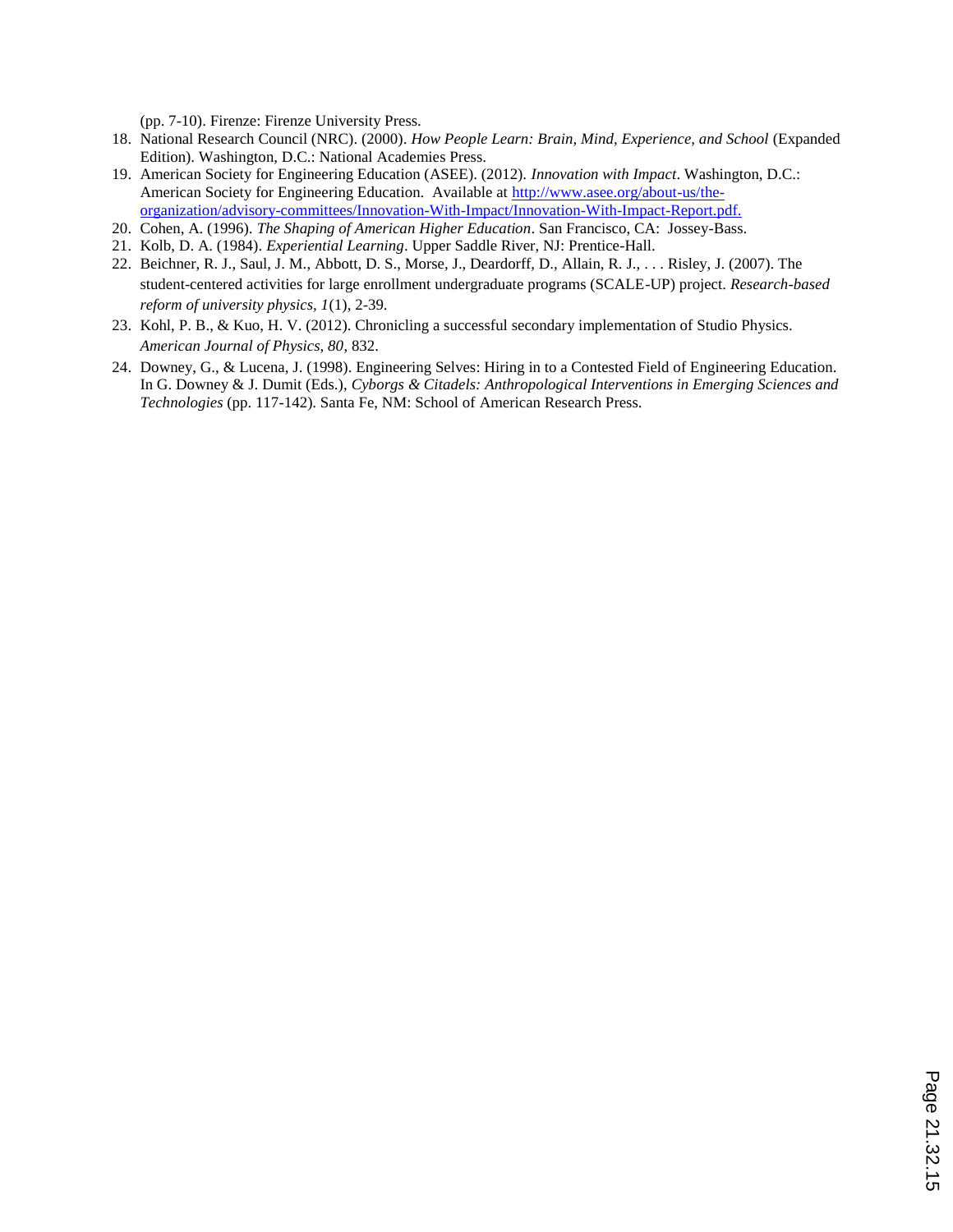(pp. 7-10). Firenze: Firenze University Press.

18. National Research Council (NRC). (2000). *How People Learn: Brain, Mind, Experience, and School* (Expanded Edition). Washington, D.C.: National Academies Press.
19. American Society for Engineering Education (ASEE). (2012). *Innovation with Impact*. Washington, D.C.: American Society for Engineering Education. Available at http://www.asee.org/about-us/the-organization/advisory-committees/Innovation-With-Impact/Innovation-With-Impact-Report.pdf.
20. Cohen, A. (1996). *The Shaping of American Higher Education*. San Francisco, CA: Jossey-Bass.
21. Kolb, D. A. (1984). *Experiential Learning*. Upper Saddle River, NJ: Prentice-Hall.
22. Beichner, R. J., Saul, J. M., Abbott, D. S., Morse, J., Deardorff, D., Allain, R. J., . . . Risley, J. (2007). The student-centered activities for large enrollment undergraduate programs (SCALE-UP) project. *Research-based reform of university physics, 1*(1), 2-39.
23. Kohl, P. B., & Kuo, H. V. (2012). Chronicling a successful secondary implementation of Studio Physics. *American Journal of Physics, 80*, 832.
24. Downey, G., & Lucena, J. (1998). Engineering Selves: Hiring in to a Contested Field of Engineering Education. In G. Downey & J. Dumit (Eds.), *Cyborgs & Citadels: Anthropological Interventions in Emerging Sciences and Technologies* (pp. 117-142). Santa Fe, NM: School of American Research Press.